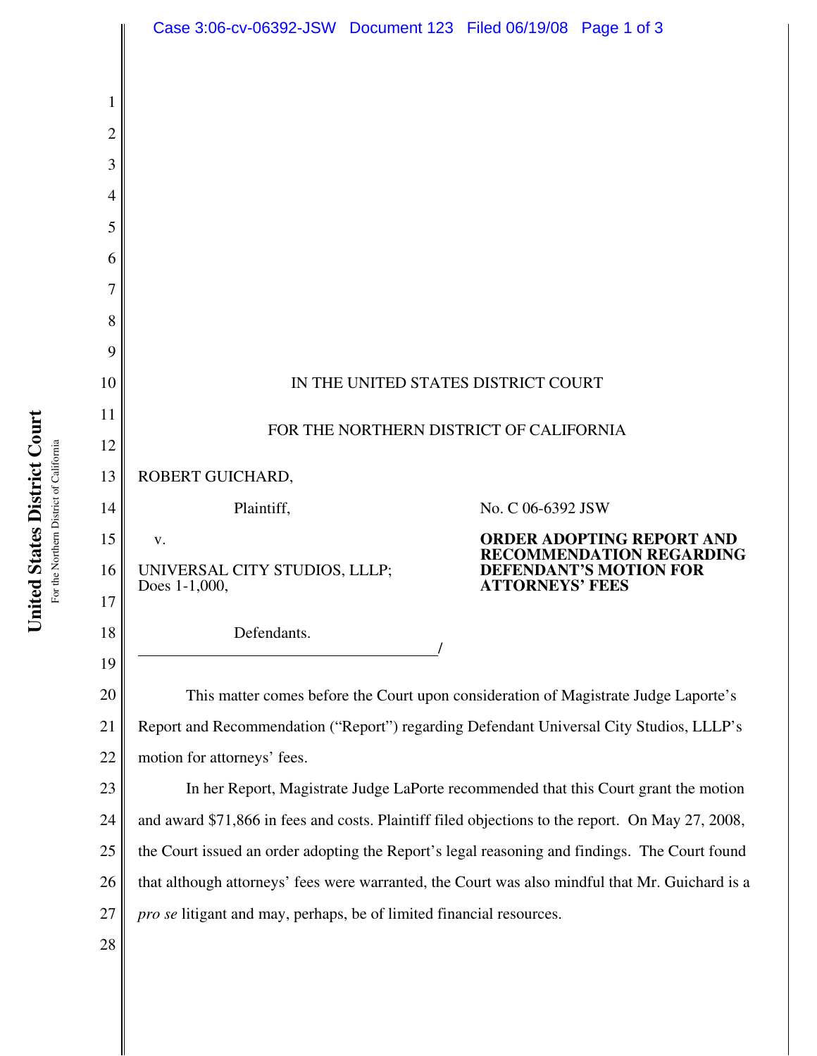IN THE UNITED STATES DISTRICT COURT

FOR THE NORTHERN DISTRICT OF CALIFORNIA

ROBERT GUICHARD,

Plaintiff,

v.

UNIVERSAL CITY STUDIOS, LLLP; Does 1-1,000,

Defendants.

No. C 06-6392 JSW

**ORDER ADOPTING REPORT AND RECOMMENDATION REGARDING DEFENDANT'S MOTION FOR ATTORNEYS' FEES**

This matter comes before the Court upon consideration of Magistrate Judge Laporte's Report and Recommendation ("Report") regarding Defendant Universal City Studios, LLLP's motion for attorneys' fees.

In her Report, Magistrate Judge LaPorte recommended that this Court grant the motion and award $71,866 in fees and costs. Plaintiff filed objections to the report. On May 27, 2008, the Court issued an order adopting the Report's legal reasoning and findings. The Court found that although attorneys' fees were warranted, the Court was also mindful that Mr. Guichard is a *pro se* litigant and may, perhaps, be of limited financial resources.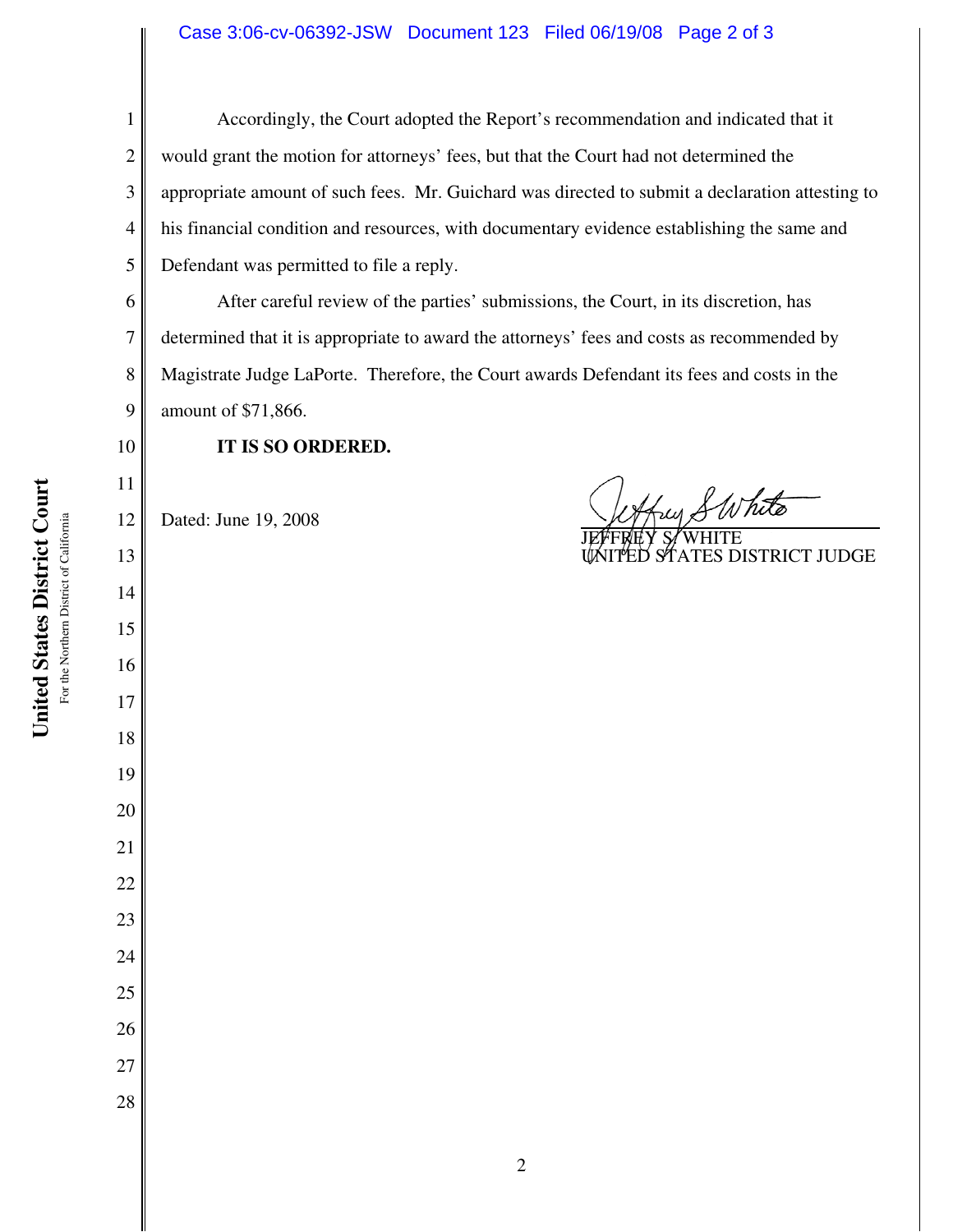Accordingly, the Court adopted the Report's recommendation and indicated that it would grant the motion for attorneys' fees, but that the Court had not determined the appropriate amount of such fees. Mr. Guichard was directed to submit a declaration attesting to his financial condition and resources, with documentary evidence establishing the same and Defendant was permitted to file a reply.

After careful review of the parties' submissions, the Court, in its discretion, has determined that it is appropriate to award the attorneys' fees and costs as recommended by Magistrate Judge LaPorte. Therefore, the Court awards Defendant its fees and costs in the amount of $71,866.

**IT IS SO ORDERED.**

Dated: June 19, 2008

JEFFREY S. WHITE
UNITED STATES DISTRICT JUDGE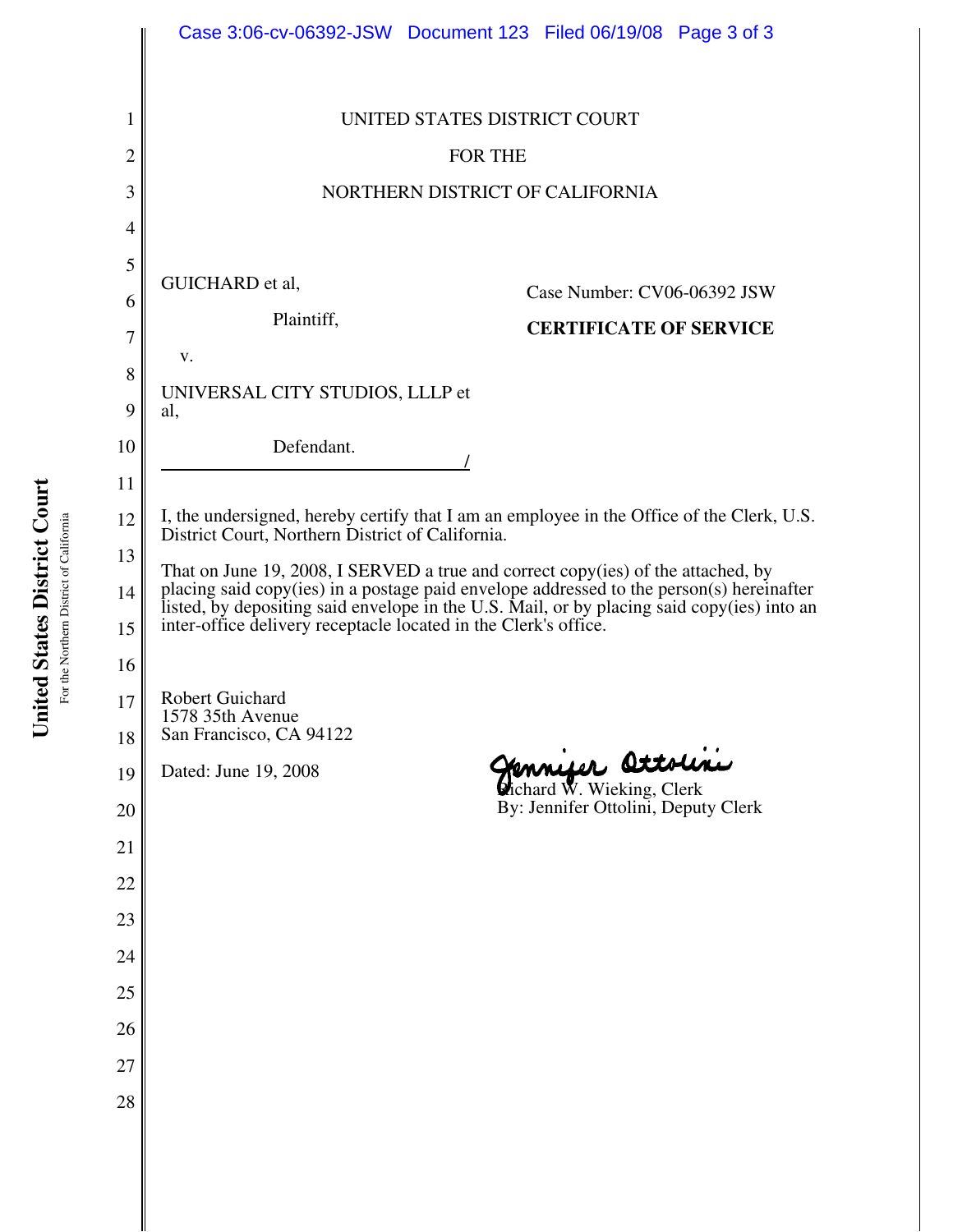UNITED STATES DISTRICT COURT

FOR THE

NORTHERN DISTRICT OF CALIFORNIA

GUICHARD et al,

Plaintiff,

v.

UNIVERSAL CITY STUDIOS, LLLP et al,

Defendant.
_______________________________/

Case Number: CV06-06392 JSW

**CERTIFICATE OF SERVICE**

I, the undersigned, hereby certify that I am an employee in the Office of the Clerk, U.S. District Court, Northern District of California.

That on June 19, 2008, I SERVED a true and correct copy(ies) of the attached, by placing said copy(ies) in a postage paid envelope addressed to the person(s) hereinafter listed, by depositing said envelope in the U.S. Mail, or by placing said copy(ies) into an inter-office delivery receptacle located in the Clerk's office.

Robert Guichard
1578 35th Avenue
San Francisco, CA 94122

Dated: June 19, 2008

Jennifer Ottolini
Richard W. Wieking, Clerk
By: Jennifer Ottolini, Deputy Clerk